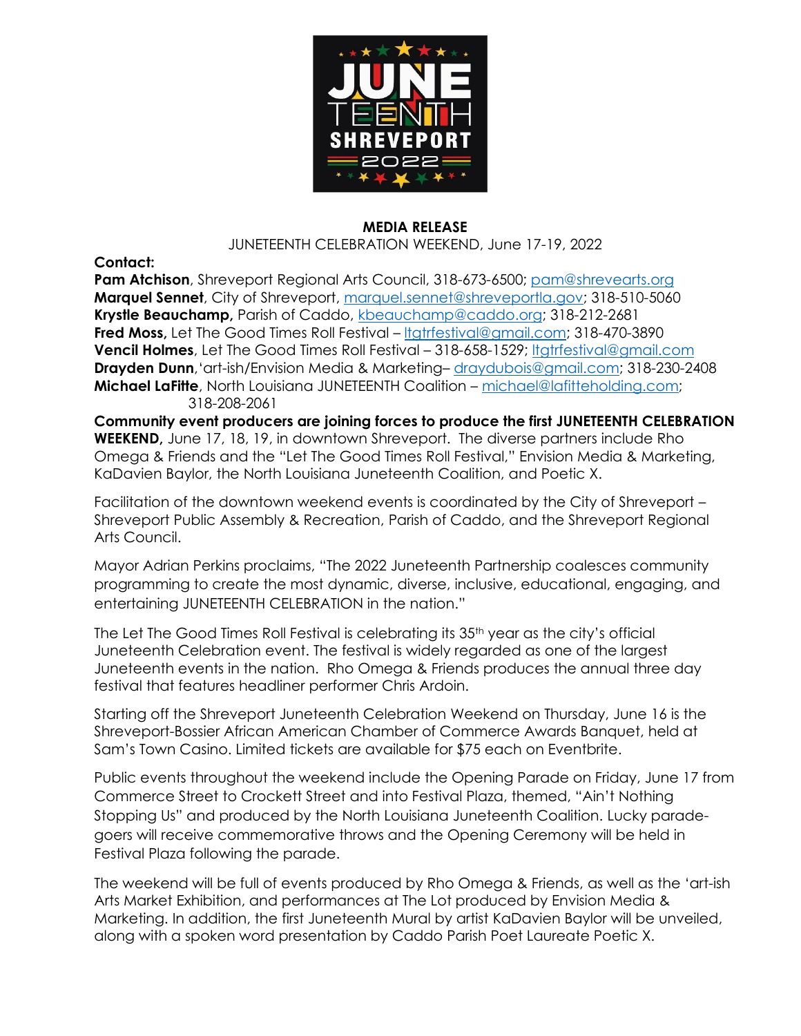JUNE TEENTH SHREVEPORT 2022

**MEDIA RELEASE**

JUNETEENTH CELEBRATION WEEKEND, June 17-19, 2022

**Contact:**

**Pam Atchison**, Shreveport Regional Arts Council, 318-673-6500; pam@shrevearts.org
**Marquel Sennet**, City of Shreveport, marquel.sennet@shreveportla.gov; 318-510-5060
**Krystle Beauchamp,** Parish of Caddo, kbeauchamp@caddo.org; 318-212-2681
**Fred Moss,** Let The Good Times Roll Festival – ltgtrfestival@gmail.com; 318-470-3890
**Vencil Holmes**, Let The Good Times Roll Festival – 318-658-1529; ltgtrfestival@gmail.com
**Drayden Dunn**,'art-ish/Envision Media & Marketing– draydubois@gmail.com; 318-230-2408
**Michael LaFitte**, North Louisiana JUNETEENTH Coalition – michael@lafitteholding.com; 318-208-2061

**Community event producers are joining forces to produce the first JUNETEENTH CELEBRATION WEEKEND,** June 17, 18, 19, in downtown Shreveport. The diverse partners include Rho Omega & Friends and the "Let The Good Times Roll Festival," Envision Media & Marketing, KaDavien Baylor, the North Louisiana Juneteenth Coalition, and Poetic X.

Facilitation of the downtown weekend events is coordinated by the City of Shreveport – Shreveport Public Assembly & Recreation, Parish of Caddo, and the Shreveport Regional Arts Council.

Mayor Adrian Perkins proclaims, "The 2022 Juneteenth Partnership coalesces community programming to create the most dynamic, diverse, inclusive, educational, engaging, and entertaining JUNETEENTH CELEBRATION in the nation."

The Let The Good Times Roll Festival is celebrating its 35th year as the city's official Juneteenth Celebration event. The festival is widely regarded as one of the largest Juneteenth events in the nation. Rho Omega & Friends produces the annual three day festival that features headliner performer Chris Ardoin.

Starting off the Shreveport Juneteenth Celebration Weekend on Thursday, June 16 is the Shreveport-Bossier African American Chamber of Commerce Awards Banquet, held at Sam's Town Casino. Limited tickets are available for $75 each on Eventbrite.

Public events throughout the weekend include the Opening Parade on Friday, June 17 from Commerce Street to Crockett Street and into Festival Plaza, themed, "Ain't Nothing Stopping Us" and produced by the North Louisiana Juneteenth Coalition. Lucky parade-goers will receive commemorative throws and the Opening Ceremony will be held in Festival Plaza following the parade.

The weekend will be full of events produced by Rho Omega & Friends, as well as the 'art-ish Arts Market Exhibition, and performances at The Lot produced by Envision Media & Marketing. In addition, the first Juneteenth Mural by artist KaDavien Baylor will be unveiled, along with a spoken word presentation by Caddo Parish Poet Laureate Poetic X.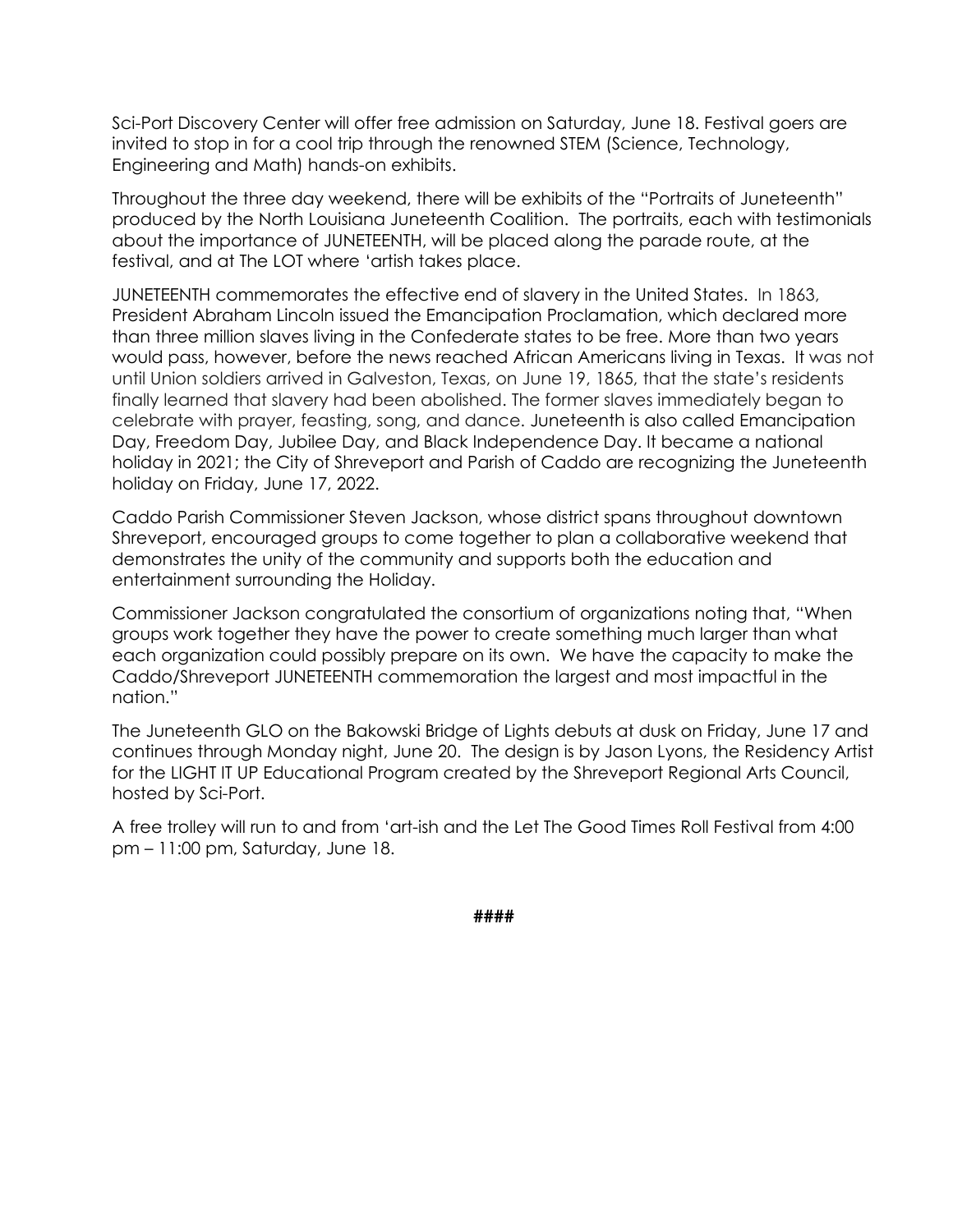Sci-Port Discovery Center will offer free admission on Saturday, June 18. Festival goers are invited to stop in for a cool trip through the renowned STEM (Science, Technology, Engineering and Math) hands-on exhibits.

Throughout the three day weekend, there will be exhibits of the "Portraits of Juneteenth" produced by the North Louisiana Juneteenth Coalition. The portraits, each with testimonials about the importance of JUNETEENTH, will be placed along the parade route, at the festival, and at The LOT where 'artish takes place.

JUNETEENTH commemorates the effective end of slavery in the United States. In 1863, President Abraham Lincoln issued the Emancipation Proclamation, which declared more than three million slaves living in the Confederate states to be free. More than two years would pass, however, before the news reached African Americans living in Texas. It was not until Union soldiers arrived in Galveston, Texas, on June 19, 1865, that the state's residents finally learned that slavery had been abolished. The former slaves immediately began to celebrate with prayer, feasting, song, and dance. Juneteenth is also called Emancipation Day, Freedom Day, Jubilee Day, and Black Independence Day. It became a national holiday in 2021; the City of Shreveport and Parish of Caddo are recognizing the Juneteenth holiday on Friday, June 17, 2022.

Caddo Parish Commissioner Steven Jackson, whose district spans throughout downtown Shreveport, encouraged groups to come together to plan a collaborative weekend that demonstrates the unity of the community and supports both the education and entertainment surrounding the Holiday.

Commissioner Jackson congratulated the consortium of organizations noting that, "When groups work together they have the power to create something much larger than what each organization could possibly prepare on its own. We have the capacity to make the Caddo/Shreveport JUNETEENTH commemoration the largest and most impactful in the nation."

The Juneteenth GLO on the Bakowski Bridge of Lights debuts at dusk on Friday, June 17 and continues through Monday night, June 20. The design is by Jason Lyons, the Residency Artist for the LIGHT IT UP Educational Program created by the Shreveport Regional Arts Council, hosted by Sci-Port.

A free trolley will run to and from 'art-ish and the Let The Good Times Roll Festival from 4:00 pm – 11:00 pm, Saturday, June 18.

**####**